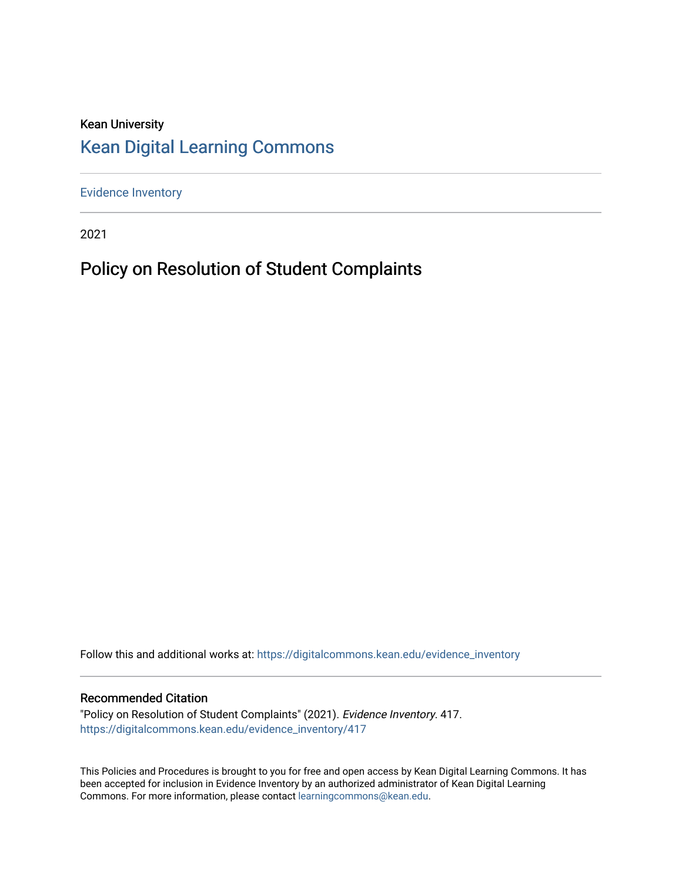Kean University

## Kean Digital Learning Commons

Evidence Inventory

2021

# Policy on Resolution of Student Complaints

Follow this and additional works at: https://digitalcommons.kean.edu/evidence_inventory

### Recommended Citation

"Policy on Resolution of Student Complaints" (2021). *Evidence Inventory*. 417.
https://digitalcommons.kean.edu/evidence_inventory/417

This Policies and Procedures is brought to you for free and open access by Kean Digital Learning Commons. It has been accepted for inclusion in Evidence Inventory by an authorized administrator of Kean Digital Learning Commons. For more information, please contact learningcommons@kean.edu.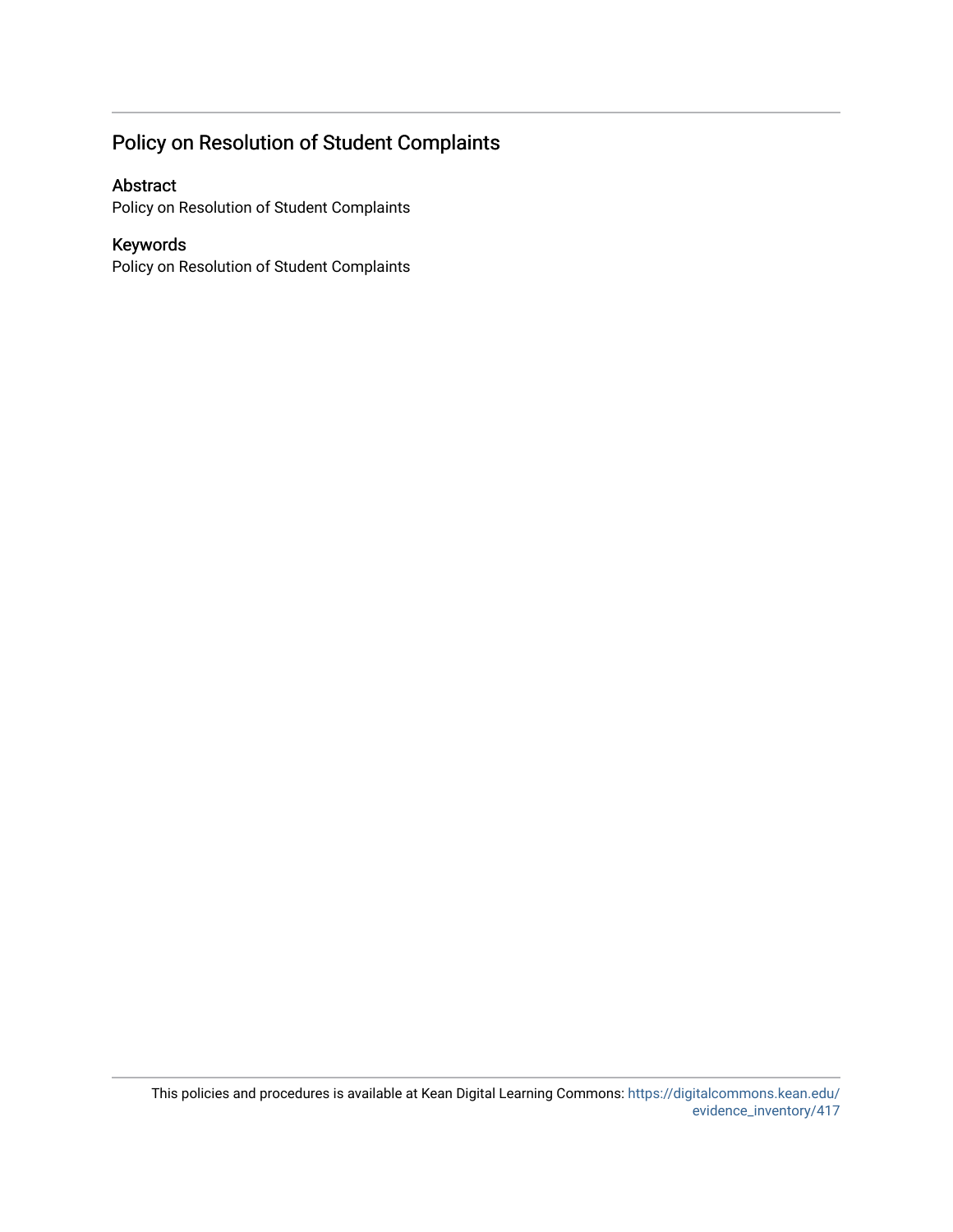## Policy on Resolution of Student Complaints

### Abstract

Policy on Resolution of Student Complaints

### Keywords

Policy on Resolution of Student Complaints

This policies and procedures is available at Kean Digital Learning Commons: https://digitalcommons.kean.edu/evidence_inventory/417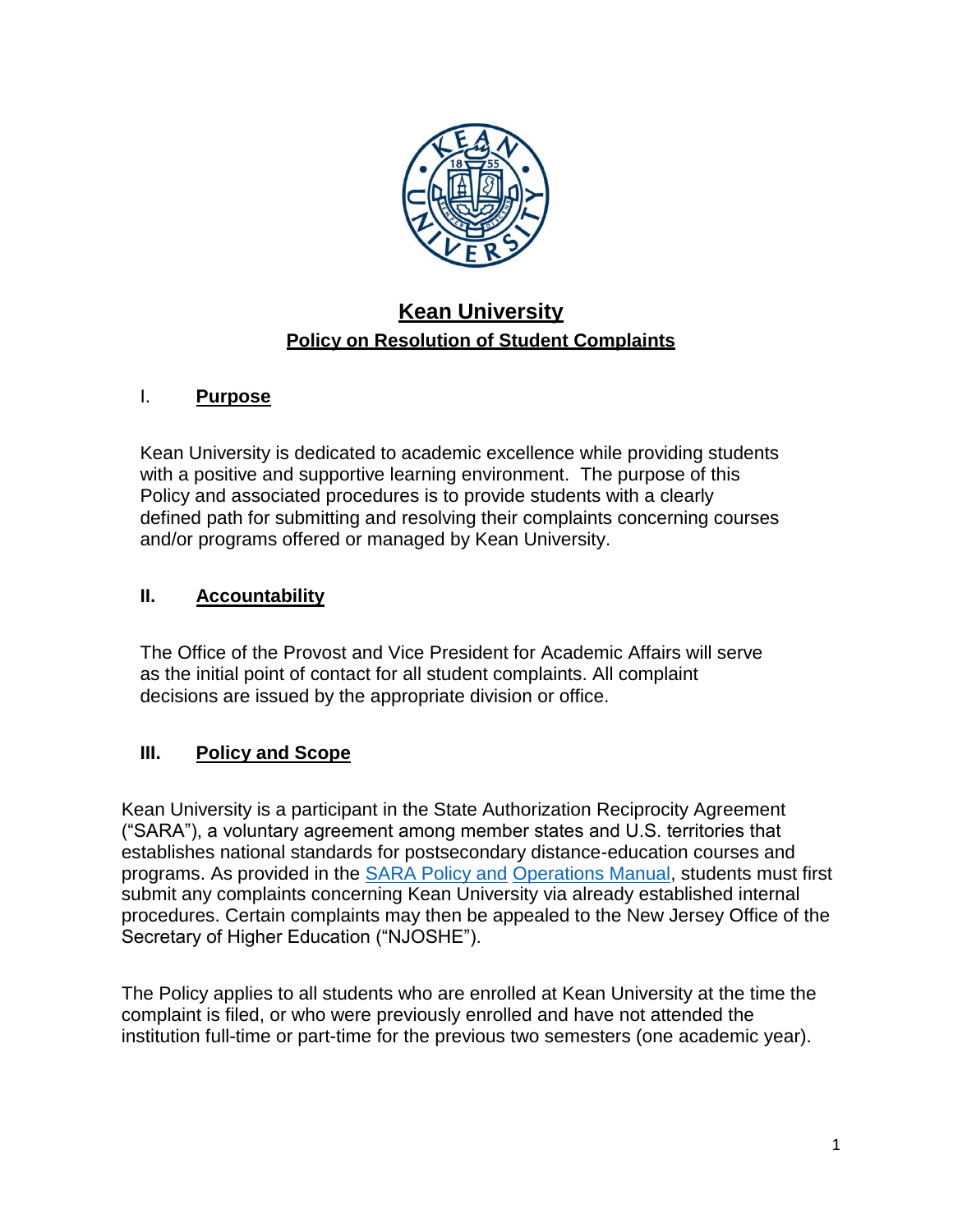# Kean University

## Policy on Resolution of Student Complaints

### I. Purpose

Kean University is dedicated to academic excellence while providing students with a positive and supportive learning environment. The purpose of this Policy and associated procedures is to provide students with a clearly defined path for submitting and resolving their complaints concerning courses and/or programs offered or managed by Kean University.

### II. Accountability

The Office of the Provost and Vice President for Academic Affairs will serve as the initial point of contact for all student complaints. All complaint decisions are issued by the appropriate division or office.

### III. Policy and Scope

Kean University is a participant in the State Authorization Reciprocity Agreement ("SARA"), a voluntary agreement among member states and U.S. territories that establishes national standards for postsecondary distance-education courses and programs. As provided in the SARA Policy and Operations Manual, students must first submit any complaints concerning Kean University via already established internal procedures. Certain complaints may then be appealed to the New Jersey Office of the Secretary of Higher Education ("NJOSHE").

The Policy applies to all students who are enrolled at Kean University at the time the complaint is filed, or who were previously enrolled and have not attended the institution full-time or part-time for the previous two semesters (one academic year).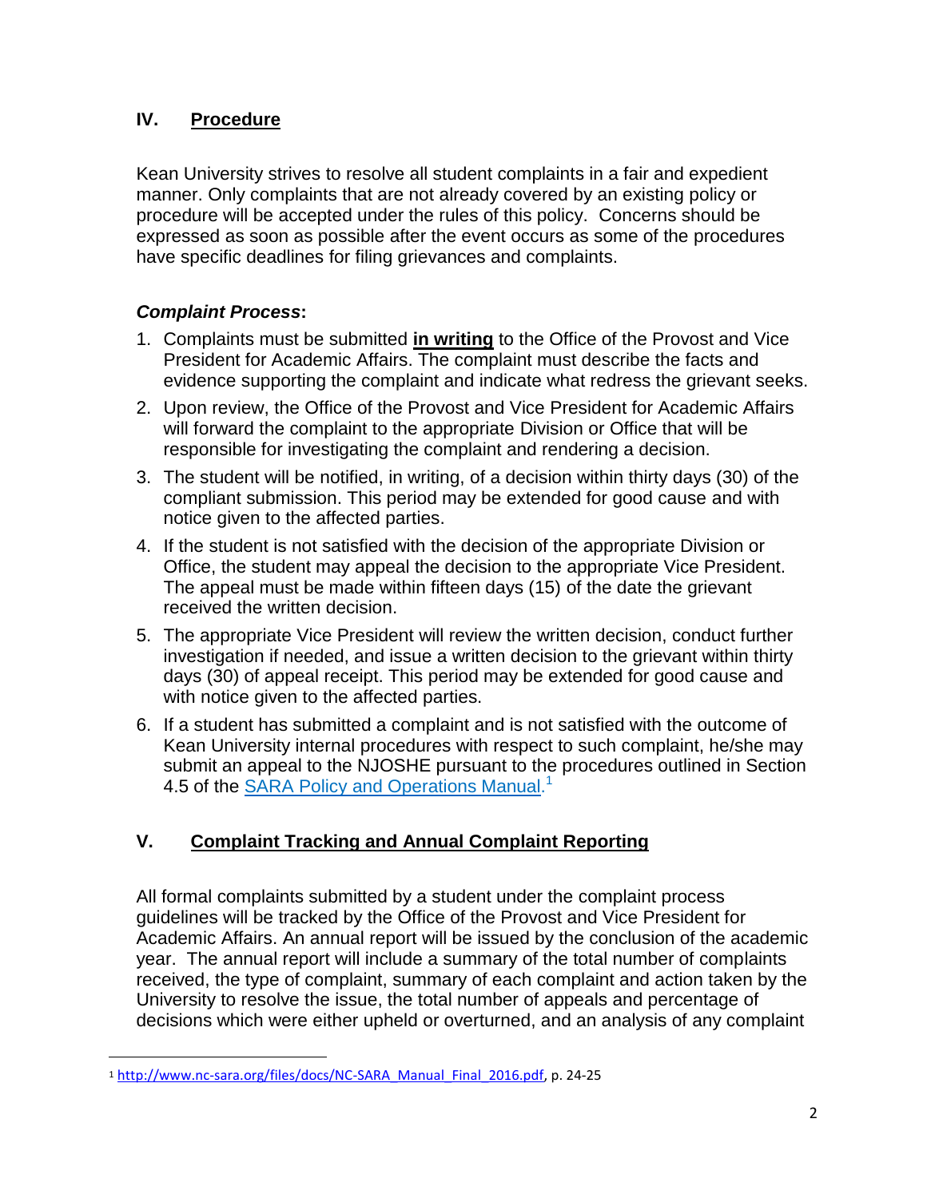## IV. Procedure

Kean University strives to resolve all student complaints in a fair and expedient manner. Only complaints that are not already covered by an existing policy or procedure will be accepted under the rules of this policy. Concerns should be expressed as soon as possible after the event occurs as some of the procedures have specific deadlines for filing grievances and complaints.

***Complaint Process*:**

1. Complaints must be submitted **in writing** to the Office of the Provost and Vice President for Academic Affairs. The complaint must describe the facts and evidence supporting the complaint and indicate what redress the grievant seeks.
2. Upon review, the Office of the Provost and Vice President for Academic Affairs will forward the complaint to the appropriate Division or Office that will be responsible for investigating the complaint and rendering a decision.
3. The student will be notified, in writing, of a decision within thirty days (30) of the compliant submission. This period may be extended for good cause and with notice given to the affected parties.
4. If the student is not satisfied with the decision of the appropriate Division or Office, the student may appeal the decision to the appropriate Vice President. The appeal must be made within fifteen days (15) of the date the grievant received the written decision.
5. The appropriate Vice President will review the written decision, conduct further investigation if needed, and issue a written decision to the grievant within thirty days (30) of appeal receipt. This period may be extended for good cause and with notice given to the affected parties.
6. If a student has submitted a complaint and is not satisfied with the outcome of Kean University internal procedures with respect to such complaint, he/she may submit an appeal to the NJOSHE pursuant to the procedures outlined in Section 4.5 of the [SARA Policy and Operations Manual.](http://www.nc-sara.org/files/docs/NC-SARA_Manual_Final_2016.pdf)[1]

## V. Complaint Tracking and Annual Complaint Reporting

All formal complaints submitted by a student under the complaint process guidelines will be tracked by the Office of the Provost and Vice President for Academic Affairs. An annual report will be issued by the conclusion of the academic year. The annual report will include a summary of the total number of complaints received, the type of complaint, summary of each complaint and action taken by the University to resolve the issue, the total number of appeals and percentage of decisions which were either upheld or overturned, and an analysis of any complaint

[1] http://www.nc-sara.org/files/docs/NC-SARA_Manual_Final_2016.pdf, p. 24-25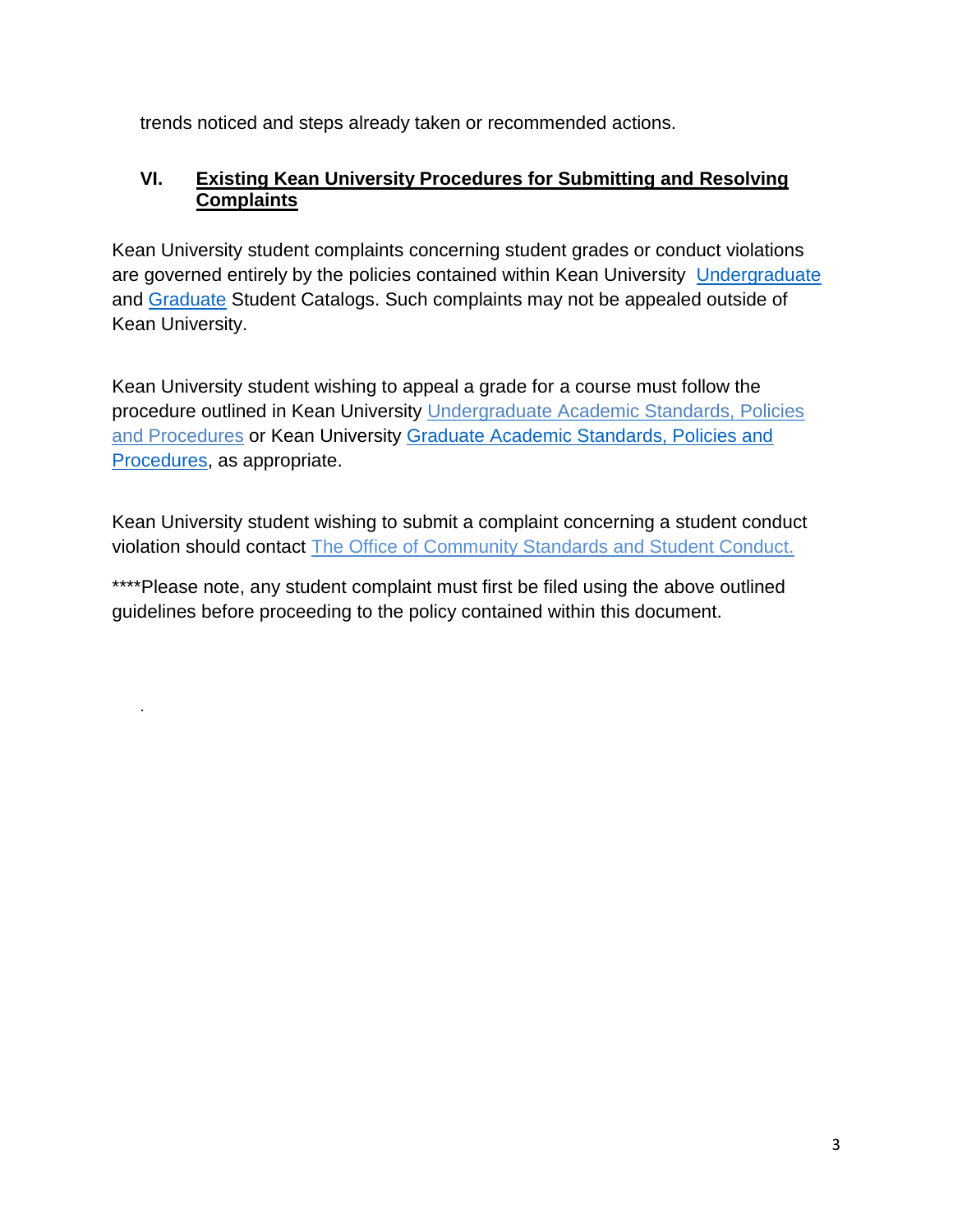trends noticed and steps already taken or recommended actions.

## VI. Existing Kean University Procedures for Submitting and Resolving Complaints

Kean University student complaints concerning student grades or conduct violations are governed entirely by the policies contained within Kean University Undergraduate and Graduate Student Catalogs. Such complaints may not be appealed outside of Kean University.

Kean University student wishing to appeal a grade for a course must follow the procedure outlined in Kean University Undergraduate Academic Standards, Policies and Procedures or Kean University Graduate Academic Standards, Policies and Procedures, as appropriate.

Kean University student wishing to submit a complaint concerning a student conduct violation should contact The Office of Community Standards and Student Conduct.

****Please note, any student complaint must first be filed using the above outlined guidelines before proceeding to the policy contained within this document.